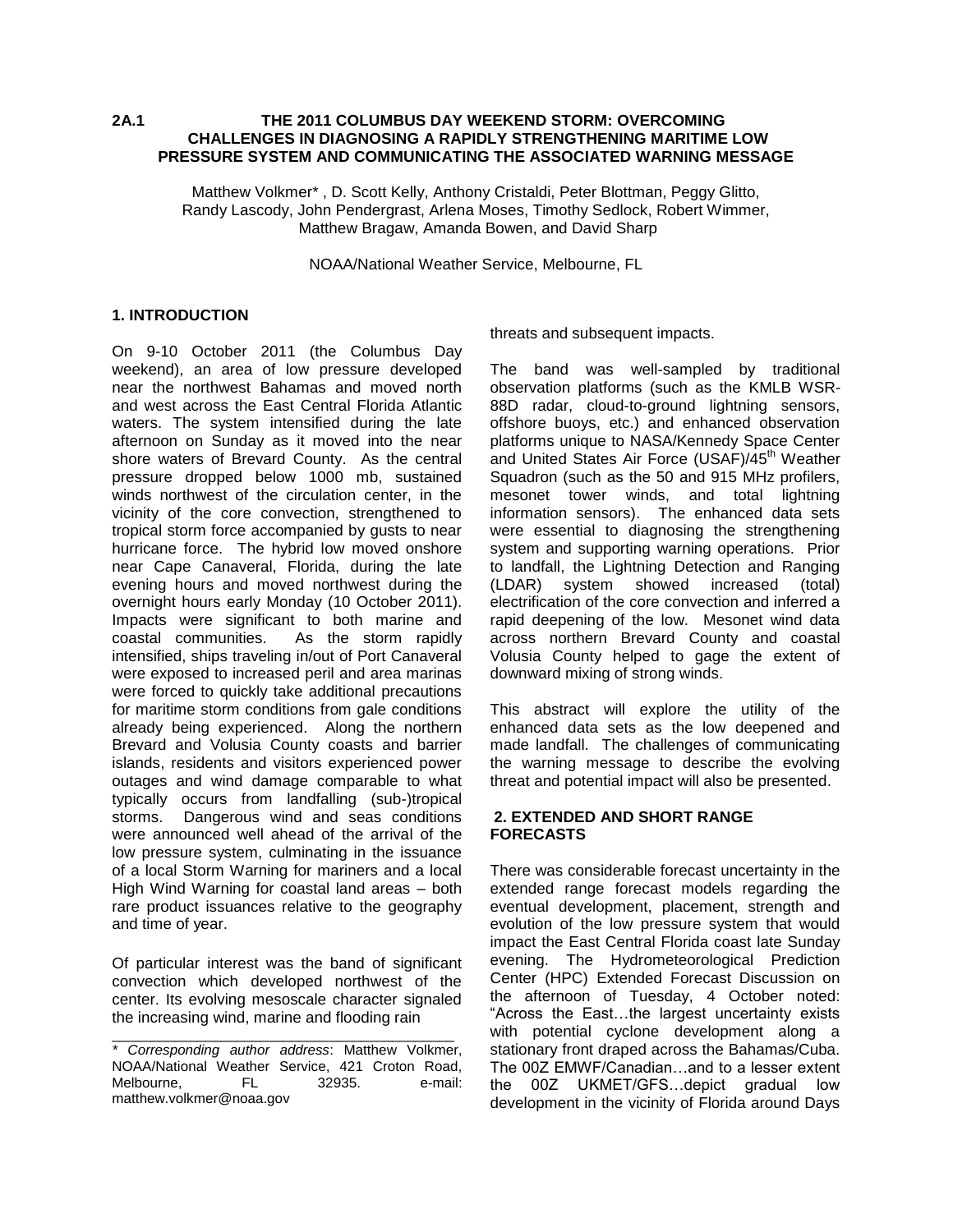# 2A.1 THE 2011 COLUMBUS DAY WEEKEND STORM: OVERCOMING CHALLENGES IN DIAGNOSING A RAPIDLY STRENGTHENING MARITIME LOW PRESSURE SYSTEM AND COMMUNICATING THE ASSOCIATED WARNING MESSAGE

Matthew Volkmer* , D. Scott Kelly, Anthony Cristaldi, Peter Blottman, Peggy Glitto, Randy Lascody, John Pendergrast, Arlena Moses, Timothy Sedlock, Robert Wimmer, Matthew Bragaw, Amanda Bowen, and David Sharp

NOAA/National Weather Service, Melbourne, FL

## 1. INTRODUCTION

On 9-10 October 2011 (the Columbus Day weekend), an area of low pressure developed near the northwest Bahamas and moved north and west across the East Central Florida Atlantic waters. The system intensified during the late afternoon on Sunday as it moved into the near shore waters of Brevard County. As the central pressure dropped below 1000 mb, sustained winds northwest of the circulation center, in the vicinity of the core convection, strengthened to tropical storm force accompanied by gusts to near hurricane force. The hybrid low moved onshore near Cape Canaveral, Florida, during the late evening hours and moved northwest during the overnight hours early Monday (10 October 2011). Impacts were significant to both marine and coastal communities. As the storm rapidly intensified, ships traveling in/out of Port Canaveral were exposed to increased peril and area marinas were forced to quickly take additional precautions for maritime storm conditions from gale conditions already being experienced. Along the northern Brevard and Volusia County coasts and barrier islands, residents and visitors experienced power outages and wind damage comparable to what typically occurs from landfalling (sub-)tropical storms. Dangerous wind and seas conditions were announced well ahead of the arrival of the low pressure system, culminating in the issuance of a local Storm Warning for mariners and a local High Wind Warning for coastal land areas – both rare product issuances relative to the geography and time of year.

Of particular interest was the band of significant convection which developed northwest of the center. Its evolving mesoscale character signaled the increasing wind, marine and flooding rain threats and subsequent impacts.

The band was well-sampled by traditional observation platforms (such as the KMLB WSR-88D radar, cloud-to-ground lightning sensors, offshore buoys, etc.) and enhanced observation platforms unique to NASA/Kennedy Space Center and United States Air Force (USAF)/45th Weather Squadron (such as the 50 and 915 MHz profilers, mesonet tower winds, and total lightning information sensors). The enhanced data sets were essential to diagnosing the strengthening system and supporting warning operations. Prior to landfall, the Lightning Detection and Ranging (LDAR) system showed increased (total) electrification of the core convection and inferred a rapid deepening of the low. Mesonet wind data across northern Brevard County and coastal Volusia County helped to gage the extent of downward mixing of strong winds.

This abstract will explore the utility of the enhanced data sets as the low deepened and made landfall. The challenges of communicating the warning message to describe the evolving threat and potential impact will also be presented.

## 2. EXTENDED AND SHORT RANGE FORECASTS

There was considerable forecast uncertainty in the extended range forecast models regarding the eventual development, placement, strength and evolution of the low pressure system that would impact the East Central Florida coast late Sunday evening. The Hydrometeorological Prediction Center (HPC) Extended Forecast Discussion on the afternoon of Tuesday, 4 October noted: "Across the East…the largest uncertainty exists with potential cyclone development along a stationary front draped across the Bahamas/Cuba. The 00Z EMWF/Canadian…and to a lesser extent the 00Z UKMET/GFS…depict gradual low development in the vicinity of Florida around Days

---

* *Corresponding author address*: Matthew Volkmer, NOAA/National Weather Service, 421 Croton Road, Melbourne, FL 32935. e-mail: matthew.volkmer@noaa.gov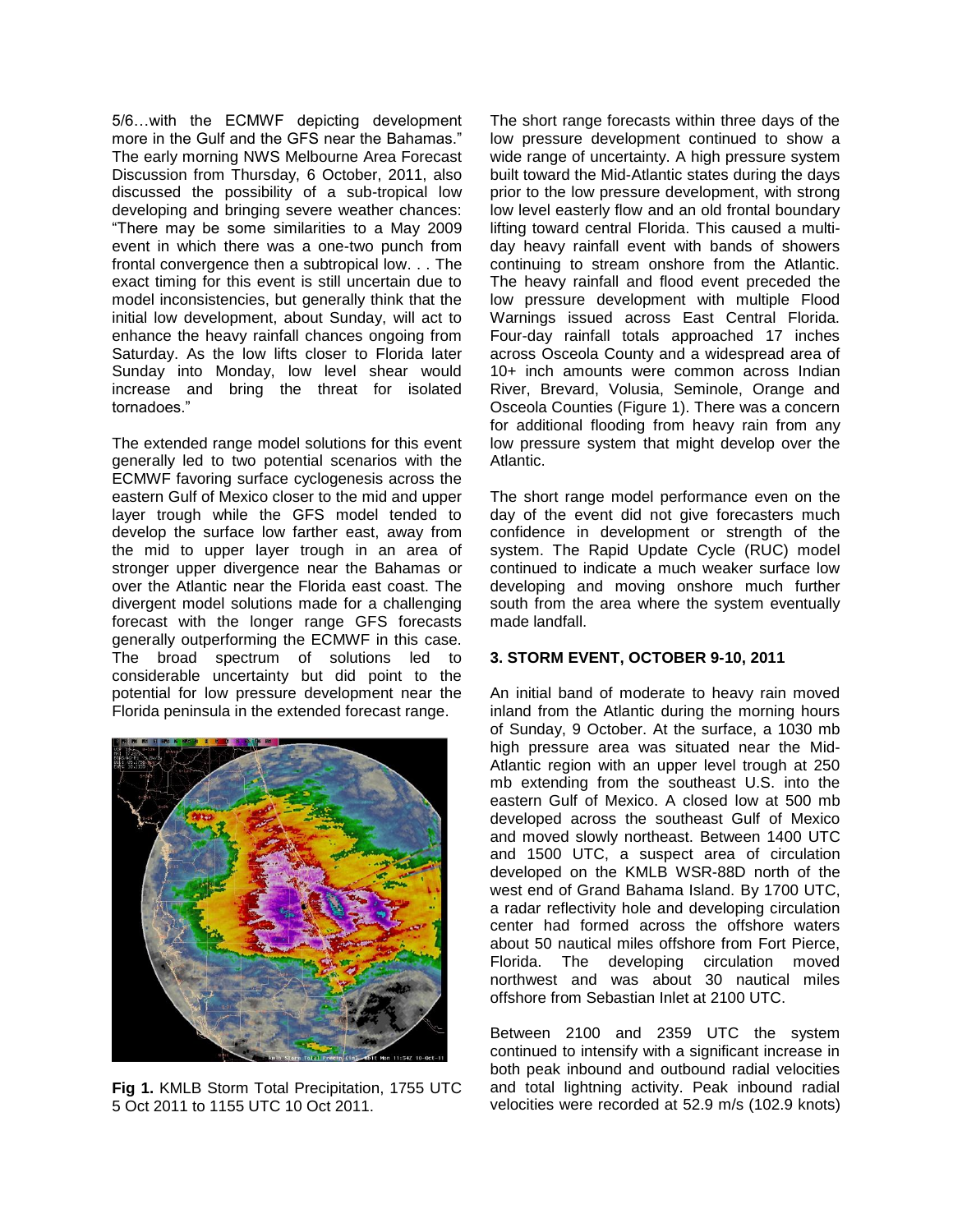5/6…with the ECMWF depicting development more in the Gulf and the GFS near the Bahamas." The early morning NWS Melbourne Area Forecast Discussion from Thursday, 6 October, 2011, also discussed the possibility of a sub-tropical low developing and bringing severe weather chances: "There may be some similarities to a May 2009 event in which there was a one-two punch from frontal convergence then a subtropical low. . . The exact timing for this event is still uncertain due to model inconsistencies, but generally think that the initial low development, about Sunday, will act to enhance the heavy rainfall chances ongoing from Saturday. As the low lifts closer to Florida later Sunday into Monday, low level shear would increase and bring the threat for isolated tornadoes."

The extended range model solutions for this event generally led to two potential scenarios with the ECMWF favoring surface cyclogenesis across the eastern Gulf of Mexico closer to the mid and upper layer trough while the GFS model tended to develop the surface low farther east, away from the mid to upper layer trough in an area of stronger upper divergence near the Bahamas or over the Atlantic near the Florida east coast. The divergent model solutions made for a challenging forecast with the longer range GFS forecasts generally outperforming the ECMWF in this case. The broad spectrum of solutions led to considerable uncertainty but did point to the potential for low pressure development near the Florida peninsula in the extended forecast range.

**Fig 1.** KMLB Storm Total Precipitation, 1755 UTC 5 Oct 2011 to 1155 UTC 10 Oct 2011.

The short range forecasts within three days of the low pressure development continued to show a wide range of uncertainty. A high pressure system built toward the Mid-Atlantic states during the days prior to the low pressure development, with strong low level easterly flow and an old frontal boundary lifting toward central Florida. This caused a multi-day heavy rainfall event with bands of showers continuing to stream onshore from the Atlantic. The heavy rainfall and flood event preceded the low pressure development with multiple Flood Warnings issued across East Central Florida. Four-day rainfall totals approached 17 inches across Osceola County and a widespread area of 10+ inch amounts were common across Indian River, Brevard, Volusia, Seminole, Orange and Osceola Counties (Figure 1). There was a concern for additional flooding from heavy rain from any low pressure system that might develop over the Atlantic.

The short range model performance even on the day of the event did not give forecasters much confidence in development or strength of the system. The Rapid Update Cycle (RUC) model continued to indicate a much weaker surface low developing and moving onshore much further south from the area where the system eventually made landfall.

## 3. STORM EVENT, OCTOBER 9-10, 2011

An initial band of moderate to heavy rain moved inland from the Atlantic during the morning hours of Sunday, 9 October. At the surface, a 1030 mb high pressure area was situated near the Mid-Atlantic region with an upper level trough at 250 mb extending from the southeast U.S. into the eastern Gulf of Mexico. A closed low at 500 mb developed across the southeast Gulf of Mexico and moved slowly northeast. Between 1400 UTC and 1500 UTC, a suspect area of circulation developed on the KMLB WSR-88D north of the west end of Grand Bahama Island. By 1700 UTC, a radar reflectivity hole and developing circulation center had formed across the offshore waters about 50 nautical miles offshore from Fort Pierce, Florida. The developing circulation moved northwest and was about 30 nautical miles offshore from Sebastian Inlet at 2100 UTC.

Between 2100 and 2359 UTC the system continued to intensify with a significant increase in both peak inbound and outbound radial velocities and total lightning activity. Peak inbound radial velocities were recorded at 52.9 m/s (102.9 knots)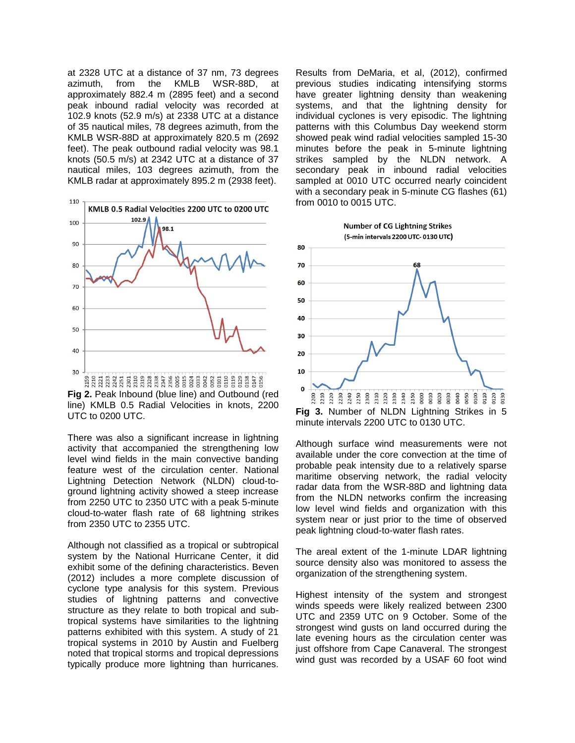at 2328 UTC at a distance of 37 nm, 73 degrees azimuth, from the KMLB WSR-88D, at approximately 882.4 m (2895 feet) and a second peak inbound radial velocity was recorded at 102.9 knots (52.9 m/s) at 2338 UTC at a distance of 35 nautical miles, 78 degrees azimuth, from the KMLB WSR-88D at approximately 820.5 m (2692 feet). The peak outbound radial velocity was 98.1 knots (50.5 m/s) at 2342 UTC at a distance of 37 nautical miles, 103 degrees azimuth, from the KMLB radar at approximately 895.2 m (2938 feet).

**Fig 2.** Peak Inbound (blue line) and Outbound (red line) KMLB 0.5 Radial Velocities in knots, 2200 UTC to 0200 UTC.

There was also a significant increase in lightning activity that accompanied the strengthening low level wind fields in the main convective banding feature west of the circulation center. National Lightning Detection Network (NLDN) cloud-to-ground lightning activity showed a steep increase from 2250 UTC to 2350 UTC with a peak 5-minute cloud-to-water flash rate of 68 lightning strikes from 2350 UTC to 2355 UTC.

Although not classified as a tropical or subtropical system by the National Hurricane Center, it did exhibit some of the defining characteristics. Beven (2012) includes a more complete discussion of cyclone type analysis for this system. Previous studies of lightning patterns and convective structure as they relate to both tropical and sub-tropical systems have similarities to the lightning patterns exhibited with this system. A study of 21 tropical systems in 2010 by Austin and Fuelberg noted that tropical storms and tropical depressions typically produce more lightning than hurricanes. Results from DeMaria, et al, (2012), confirmed previous studies indicating intensifying storms have greater lightning density than weakening systems, and that the lightning density for individual cyclones is very episodic. The lightning patterns with this Columbus Day weekend storm showed peak wind radial velocities sampled 15-30 minutes before the peak in 5-minute lightning strikes sampled by the NLDN network. A secondary peak in inbound radial velocities sampled at 0010 UTC occurred nearly coincident with a secondary peak in 5-minute CG flashes (61) from 0010 to 0015 UTC.

**Fig 3.** Number of NLDN Lightning Strikes in 5 minute intervals 2200 UTC to 0130 UTC.

Although surface wind measurements were not available under the core convection at the time of probable peak intensity due to a relatively sparse maritime observing network, the radial velocity radar data from the WSR-88D and lightning data from the NLDN networks confirm the increasing low level wind fields and organization with this system near or just prior to the time of observed peak lightning cloud-to-water flash rates.

The areal extent of the 1-minute LDAR lightning source density also was monitored to assess the organization of the strengthening system.

Highest intensity of the system and strongest winds speeds were likely realized between 2300 UTC and 2359 UTC on 9 October. Some of the strongest wind gusts on land occurred during the late evening hours as the circulation center was just offshore from Cape Canaveral. The strongest wind gust was recorded by a USAF 60 foot wind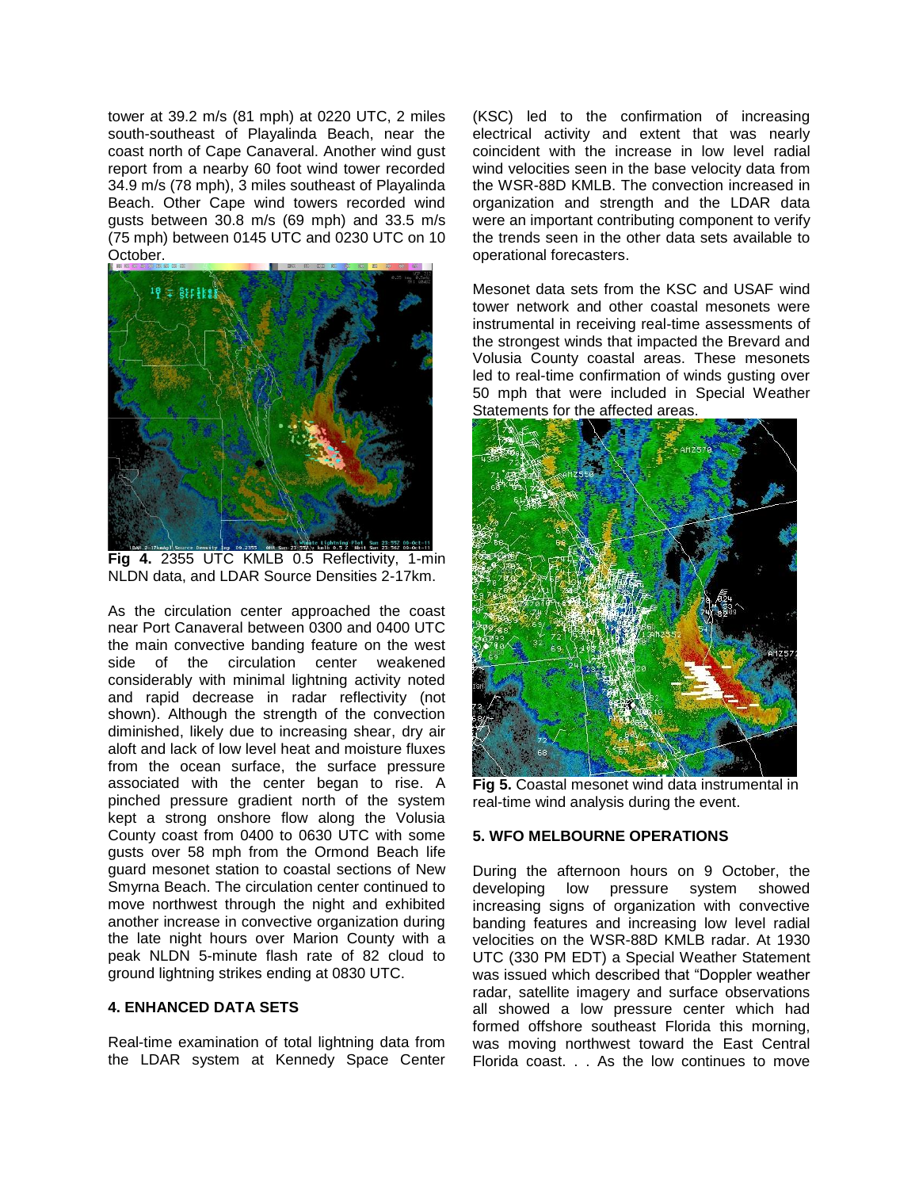tower at 39.2 m/s (81 mph) at 0220 UTC, 2 miles south-southeast of Playalinda Beach, near the coast north of Cape Canaveral. Another wind gust report from a nearby 60 foot wind tower recorded 34.9 m/s (78 mph), 3 miles southeast of Playalinda Beach. Other Cape wind towers recorded wind gusts between 30.8 m/s (69 mph) and 33.5 m/s (75 mph) between 0145 UTC and 0230 UTC on 10 October.

**Fig 4.** 2355 UTC KMLB 0.5 Reflectivity, 1-min NLDN data, and LDAR Source Densities 2-17km.

As the circulation center approached the coast near Port Canaveral between 0300 and 0400 UTC the main convective banding feature on the west side of the circulation center weakened considerably with minimal lightning activity noted and rapid decrease in radar reflectivity (not shown). Although the strength of the convection diminished, likely due to increasing shear, dry air aloft and lack of low level heat and moisture fluxes from the ocean surface, the surface pressure associated with the center began to rise. A pinched pressure gradient north of the system kept a strong onshore flow along the Volusia County coast from 0400 to 0630 UTC with some gusts over 58 mph from the Ormond Beach life guard mesonet station to coastal sections of New Smyrna Beach. The circulation center continued to move northwest through the night and exhibited another increase in convective organization during the late night hours over Marion County with a peak NLDN 5-minute flash rate of 82 cloud to ground lightning strikes ending at 0830 UTC.

## 4. ENHANCED DATA SETS

Real-time examination of total lightning data from the LDAR system at Kennedy Space Center (KSC) led to the confirmation of increasing electrical activity and extent that was nearly coincident with the increase in low level radial wind velocities seen in the base velocity data from the WSR-88D KMLB. The convection increased in organization and strength and the LDAR data were an important contributing component to verify the trends seen in the other data sets available to operational forecasters.

Mesonet data sets from the KSC and USAF wind tower network and other coastal mesonets were instrumental in receiving real-time assessments of the strongest winds that impacted the Brevard and Volusia County coastal areas. These mesonets led to real-time confirmation of winds gusting over 50 mph that were included in Special Weather Statements for the affected areas.

**Fig 5.** Coastal mesonet wind data instrumental in real-time wind analysis during the event.

## 5. WFO MELBOURNE OPERATIONS

During the afternoon hours on 9 October, the developing low pressure system showed increasing signs of organization with convective banding features and increasing low level radial velocities on the WSR-88D KMLB radar. At 1930 UTC (330 PM EDT) a Special Weather Statement was issued which described that "Doppler weather radar, satellite imagery and surface observations all showed a low pressure center which had formed offshore southeast Florida this morning, was moving northwest toward the East Central Florida coast. . . As the low continues to move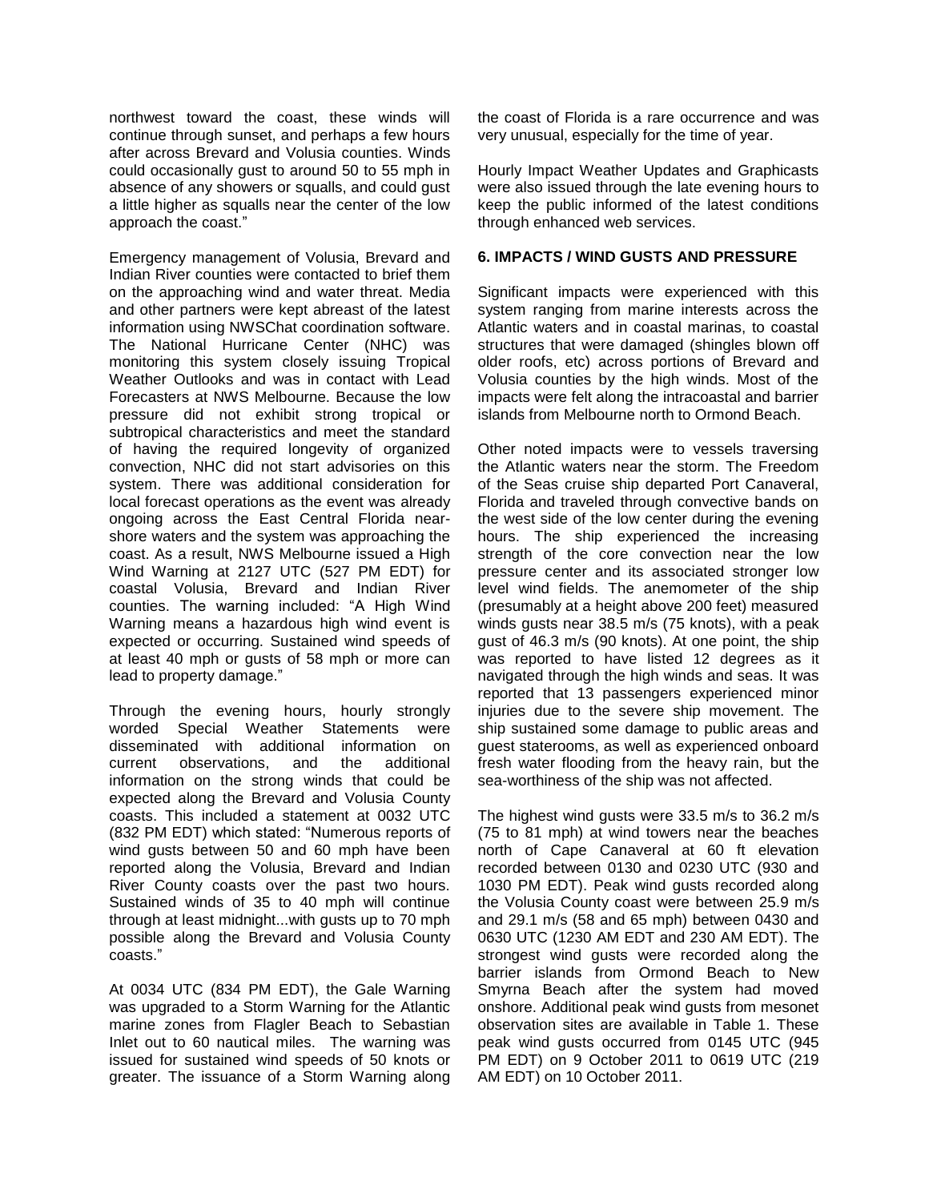northwest toward the coast, these winds will continue through sunset, and perhaps a few hours after across Brevard and Volusia counties. Winds could occasionally gust to around 50 to 55 mph in absence of any showers or squalls, and could gust a little higher as squalls near the center of the low approach the coast."

Emergency management of Volusia, Brevard and Indian River counties were contacted to brief them on the approaching wind and water threat. Media and other partners were kept abreast of the latest information using NWSChat coordination software. The National Hurricane Center (NHC) was monitoring this system closely issuing Tropical Weather Outlooks and was in contact with Lead Forecasters at NWS Melbourne. Because the low pressure did not exhibit strong tropical or subtropical characteristics and meet the standard of having the required longevity of organized convection, NHC did not start advisories on this system. There was additional consideration for local forecast operations as the event was already ongoing across the East Central Florida near-shore waters and the system was approaching the coast. As a result, NWS Melbourne issued a High Wind Warning at 2127 UTC (527 PM EDT) for coastal Volusia, Brevard and Indian River counties. The warning included: "A High Wind Warning means a hazardous high wind event is expected or occurring. Sustained wind speeds of at least 40 mph or gusts of 58 mph or more can lead to property damage."

Through the evening hours, hourly strongly worded Special Weather Statements were disseminated with additional information on current observations, and the additional information on the strong winds that could be expected along the Brevard and Volusia County coasts. This included a statement at 0032 UTC (832 PM EDT) which stated: "Numerous reports of wind gusts between 50 and 60 mph have been reported along the Volusia, Brevard and Indian River County coasts over the past two hours. Sustained winds of 35 to 40 mph will continue through at least midnight...with gusts up to 70 mph possible along the Brevard and Volusia County coasts."

At 0034 UTC (834 PM EDT), the Gale Warning was upgraded to a Storm Warning for the Atlantic marine zones from Flagler Beach to Sebastian Inlet out to 60 nautical miles. The warning was issued for sustained wind speeds of 50 knots or greater. The issuance of a Storm Warning along the coast of Florida is a rare occurrence and was very unusual, especially for the time of year.

Hourly Impact Weather Updates and Graphicasts were also issued through the late evening hours to keep the public informed of the latest conditions through enhanced web services.

## 6. IMPACTS / WIND GUSTS AND PRESSURE

Significant impacts were experienced with this system ranging from marine interests across the Atlantic waters and in coastal marinas, to coastal structures that were damaged (shingles blown off older roofs, etc) across portions of Brevard and Volusia counties by the high winds. Most of the impacts were felt along the intracoastal and barrier islands from Melbourne north to Ormond Beach.

Other noted impacts were to vessels traversing the Atlantic waters near the storm. The Freedom of the Seas cruise ship departed Port Canaveral, Florida and traveled through convective bands on the west side of the low center during the evening hours. The ship experienced the increasing strength of the core convection near the low pressure center and its associated stronger low level wind fields. The anemometer of the ship (presumably at a height above 200 feet) measured winds gusts near 38.5 m/s (75 knots), with a peak gust of 46.3 m/s (90 knots). At one point, the ship was reported to have listed 12 degrees as it navigated through the high winds and seas. It was reported that 13 passengers experienced minor injuries due to the severe ship movement. The ship sustained some damage to public areas and guest staterooms, as well as experienced onboard fresh water flooding from the heavy rain, but the sea-worthiness of the ship was not affected.

The highest wind gusts were 33.5 m/s to 36.2 m/s (75 to 81 mph) at wind towers near the beaches north of Cape Canaveral at 60 ft elevation recorded between 0130 and 0230 UTC (930 and 1030 PM EDT). Peak wind gusts recorded along the Volusia County coast were between 25.9 m/s and 29.1 m/s (58 and 65 mph) between 0430 and 0630 UTC (1230 AM EDT and 230 AM EDT). The strongest wind gusts were recorded along the barrier islands from Ormond Beach to New Smyrna Beach after the system had moved onshore. Additional peak wind gusts from mesonet observation sites are available in Table 1. These peak wind gusts occurred from 0145 UTC (945 PM EDT) on 9 October 2011 to 0619 UTC (219 AM EDT) on 10 October 2011.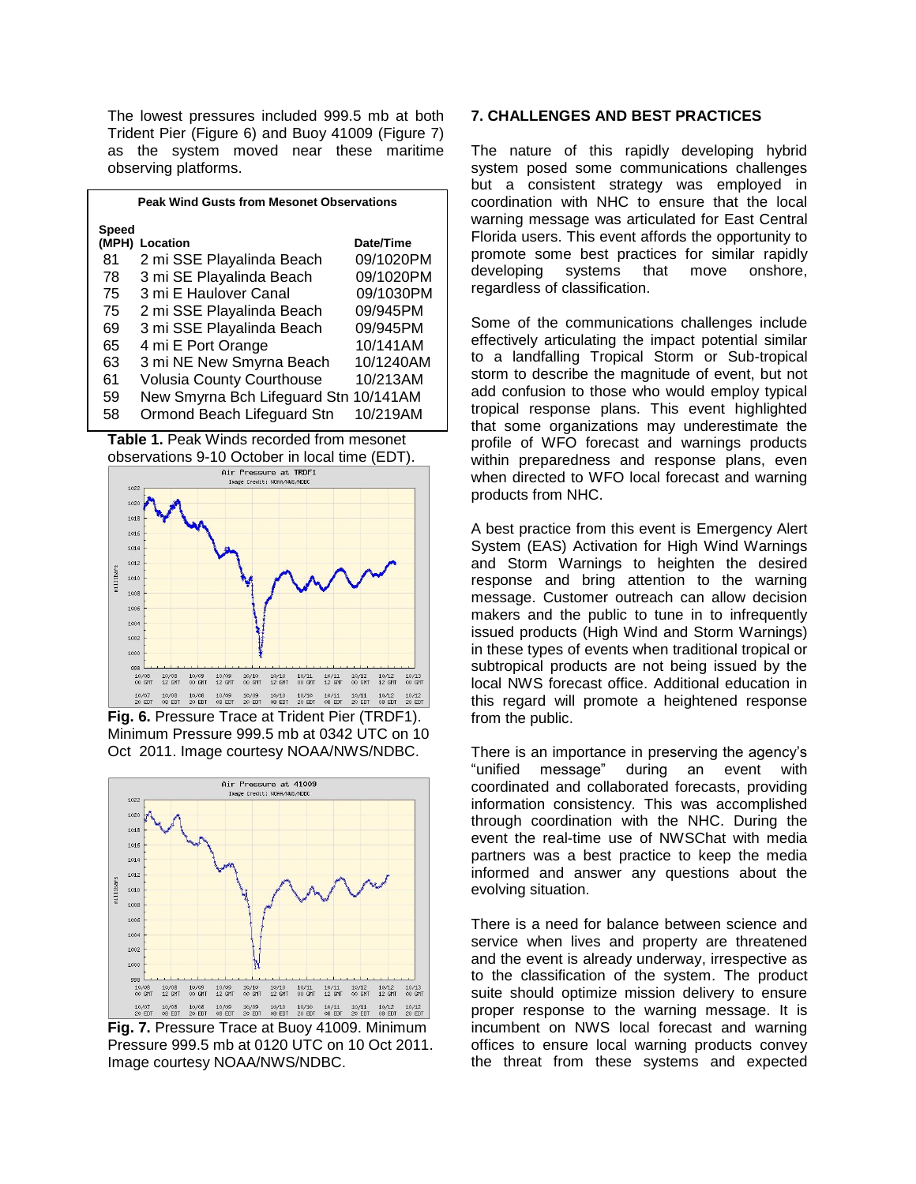The lowest pressures included 999.5 mb at both Trident Pier (Figure 6) and Buoy 41009 (Figure 7) as the system moved near these maritime observing platforms.

**Peak Wind Gusts from Mesonet Observations**

| Speed (MPH) | Location | Date/Time |
|---|---|---|
| 81 | 2 mi SSE Playalinda Beach | 09/1020PM |
| 78 | 3 mi SE Playalinda Beach | 09/1020PM |
| 75 | 3 mi E Haulover Canal | 09/1030PM |
| 75 | 2 mi SSE Playalinda Beach | 09/945PM |
| 69 | 3 mi SSE Playalinda Beach | 09/945PM |
| 65 | 4 mi E Port Orange | 10/141AM |
| 63 | 3 mi NE New Smyrna Beach | 10/1240AM |
| 61 | Volusia County Courthouse | 10/213AM |
| 59 | New Smyrna Bch Lifeguard Stn | 10/141AM |
| 58 | Ormond Beach Lifeguard Stn | 10/219AM |

**Table 1.** Peak Winds recorded from mesonet observations 9-10 October in local time (EDT).

**Fig. 6.** Pressure Trace at Trident Pier (TRDF1). Minimum Pressure 999.5 mb at 0342 UTC on 10 Oct 2011. Image courtesy NOAA/NWS/NDBC.

**Fig. 7.** Pressure Trace at Buoy 41009. Minimum Pressure 999.5 mb at 0120 UTC on 10 Oct 2011. Image courtesy NOAA/NWS/NDBC.

## 7. CHALLENGES AND BEST PRACTICES

The nature of this rapidly developing hybrid system posed some communications challenges but a consistent strategy was employed in coordination with NHC to ensure that the local warning message was articulated for East Central Florida users. This event affords the opportunity to promote some best practices for similar rapidly developing systems that move onshore, regardless of classification.

Some of the communications challenges include effectively articulating the impact potential similar to a landfalling Tropical Storm or Sub-tropical storm to describe the magnitude of event, but not add confusion to those who would employ typical tropical response plans. This event highlighted that some organizations may underestimate the profile of WFO forecast and warnings products within preparedness and response plans, even when directed to WFO local forecast and warning products from NHC.

A best practice from this event is Emergency Alert System (EAS) Activation for High Wind Warnings and Storm Warnings to heighten the desired response and bring attention to the warning message. Customer outreach can allow decision makers and the public to tune in to infrequently issued products (High Wind and Storm Warnings) in these types of events when traditional tropical or subtropical products are not being issued by the local NWS forecast office. Additional education in this regard will promote a heightened response from the public.

There is an importance in preserving the agency's "unified message" during an event with coordinated and collaborated forecasts, providing information consistency. This was accomplished through coordination with the NHC. During the event the real-time use of NWSChat with media partners was a best practice to keep the media informed and answer any questions about the evolving situation.

There is a need for balance between science and service when lives and property are threatened and the event is already underway, irrespective as to the classification of the system. The product suite should optimize mission delivery to ensure proper response to the warning message. It is incumbent on NWS local forecast and warning offices to ensure local warning products convey the threat from these systems and expected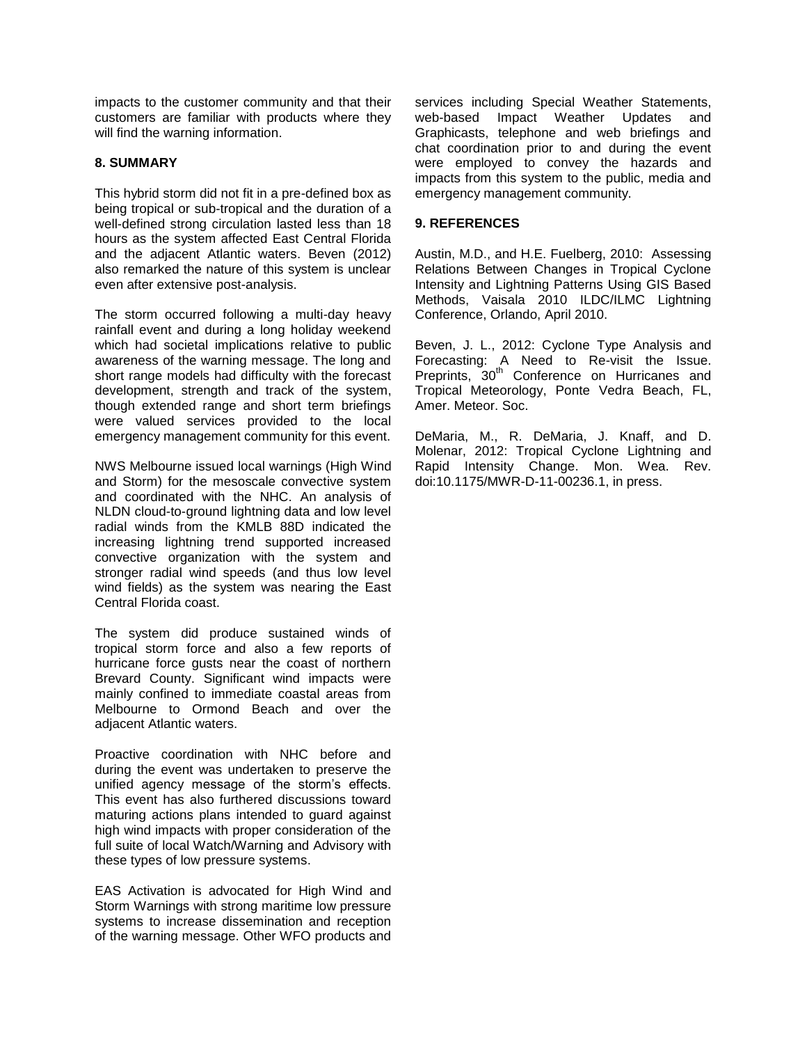impacts to the customer community and that their customers are familiar with products where they will find the warning information.

## 8. SUMMARY

This hybrid storm did not fit in a pre-defined box as being tropical or sub-tropical and the duration of a well-defined strong circulation lasted less than 18 hours as the system affected East Central Florida and the adjacent Atlantic waters. Beven (2012) also remarked the nature of this system is unclear even after extensive post-analysis.

The storm occurred following a multi-day heavy rainfall event and during a long holiday weekend which had societal implications relative to public awareness of the warning message. The long and short range models had difficulty with the forecast development, strength and track of the system, though extended range and short term briefings were valued services provided to the local emergency management community for this event.

NWS Melbourne issued local warnings (High Wind and Storm) for the mesoscale convective system and coordinated with the NHC. An analysis of NLDN cloud-to-ground lightning data and low level radial winds from the KMLB 88D indicated the increasing lightning trend supported increased convective organization with the system and stronger radial wind speeds (and thus low level wind fields) as the system was nearing the East Central Florida coast.

The system did produce sustained winds of tropical storm force and also a few reports of hurricane force gusts near the coast of northern Brevard County. Significant wind impacts were mainly confined to immediate coastal areas from Melbourne to Ormond Beach and over the adjacent Atlantic waters.

Proactive coordination with NHC before and during the event was undertaken to preserve the unified agency message of the storm's effects. This event has also furthered discussions toward maturing actions plans intended to guard against high wind impacts with proper consideration of the full suite of local Watch/Warning and Advisory with these types of low pressure systems.

EAS Activation is advocated for High Wind and Storm Warnings with strong maritime low pressure systems to increase dissemination and reception of the warning message. Other WFO products and services including Special Weather Statements, web-based Impact Weather Updates and Graphicasts, telephone and web briefings and chat coordination prior to and during the event were employed to convey the hazards and impacts from this system to the public, media and emergency management community.

## 9. REFERENCES

Austin, M.D., and H.E. Fuelberg, 2010: Assessing Relations Between Changes in Tropical Cyclone Intensity and Lightning Patterns Using GIS Based Methods, Vaisala 2010 ILDC/ILMC Lightning Conference, Orlando, April 2010.

Beven, J. L., 2012: Cyclone Type Analysis and Forecasting: A Need to Re-visit the Issue. Preprints, 30th Conference on Hurricanes and Tropical Meteorology, Ponte Vedra Beach, FL, Amer. Meteor. Soc.

DeMaria, M., R. DeMaria, J. Knaff, and D. Molenar, 2012: Tropical Cyclone Lightning and Rapid Intensity Change. Mon. Wea. Rev. doi:10.1175/MWR-D-11-00236.1, in press.